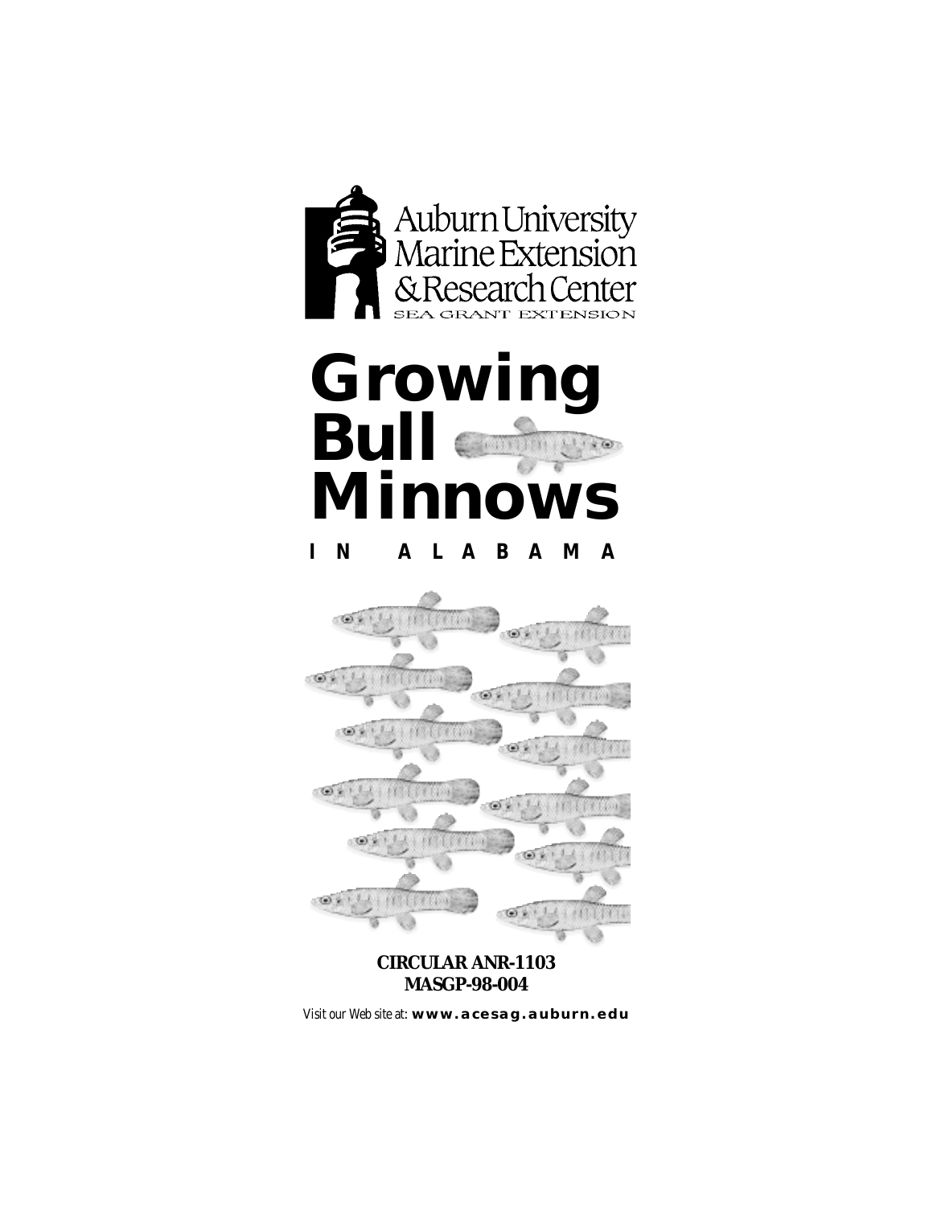Auburn University
Marine Extension
& Research Center
SEA GRANT EXTENSION

# Growing Bull Minnows

## IN ALABAMA

**CIRCULAR ANR-1103**
**MASGP-98-004**

Visit our Web site at: **www.acesag.auburn.edu**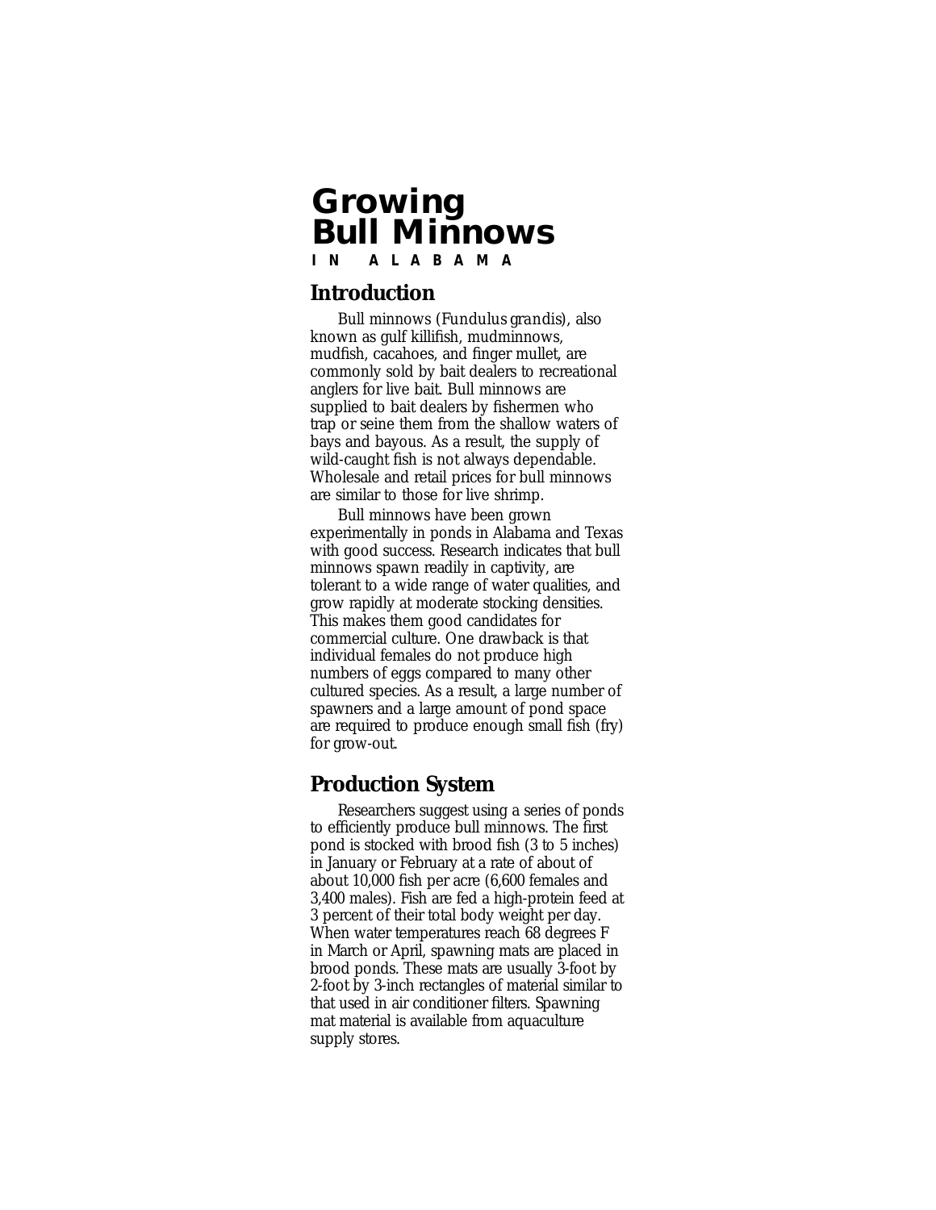# Growing Bull Minnows

**IN ALABAMA**

## Introduction

Bull minnows (*Fundulus grandis*), also known as gulf killifish, mudminnows, mudfish, cacahoes, and finger mullet, are commonly sold by bait dealers to recreational anglers for live bait. Bull minnows are supplied to bait dealers by fishermen who trap or seine them from the shallow waters of bays and bayous. As a result, the supply of wild-caught fish is not always dependable. Wholesale and retail prices for bull minnows are similar to those for live shrimp.

Bull minnows have been grown experimentally in ponds in Alabama and Texas with good success. Research indicates that bull minnows spawn readily in captivity, are tolerant to a wide range of water qualities, and grow rapidly at moderate stocking densities. This makes them good candidates for commercial culture. One drawback is that individual females do not produce high numbers of eggs compared to many other cultured species. As a result, a large number of spawners and a large amount of pond space are required to produce enough small fish (fry) for grow-out.

## Production System

Researchers suggest using a series of ponds to efficiently produce bull minnows. The first pond is stocked with brood fish (3 to 5 inches) in January or February at a rate of about of about 10,000 fish per acre (6,600 females and 3,400 males). Fish are fed a high-protein feed at 3 percent of their total body weight per day. When water temperatures reach 68 degrees F in March or April, spawning mats are placed in brood ponds. These mats are usually 3-foot by 2-foot by 3-inch rectangles of material similar to that used in air conditioner filters. Spawning mat material is available from aquaculture supply stores.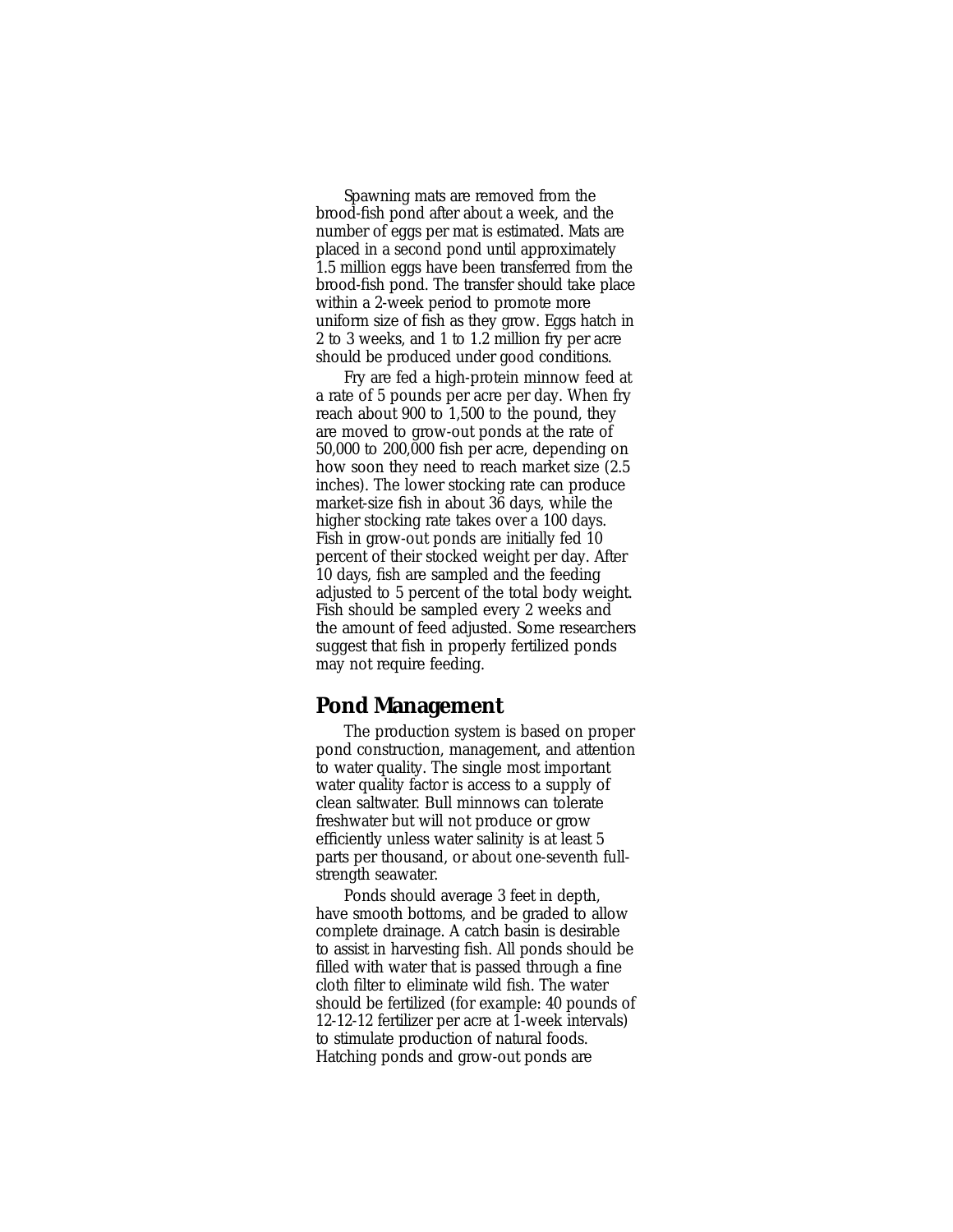Spawning mats are removed from the brood-fish pond after about a week, and the number of eggs per mat is estimated. Mats are placed in a second pond until approximately 1.5 million eggs have been transferred from the brood-fish pond. The transfer should take place within a 2-week period to promote more uniform size of fish as they grow. Eggs hatch in 2 to 3 weeks, and 1 to 1.2 million fry per acre should be produced under good conditions.

Fry are fed a high-protein minnow feed at a rate of 5 pounds per acre per day. When fry reach about 900 to 1,500 to the pound, they are moved to grow-out ponds at the rate of 50,000 to 200,000 fish per acre, depending on how soon they need to reach market size (2.5 inches). The lower stocking rate can produce market-size fish in about 36 days, while the higher stocking rate takes over a 100 days. Fish in grow-out ponds are initially fed 10 percent of their stocked weight per day. After 10 days, fish are sampled and the feeding adjusted to 5 percent of the total body weight. Fish should be sampled every 2 weeks and the amount of feed adjusted. Some researchers suggest that fish in properly fertilized ponds may not require feeding.

## Pond Management

The production system is based on proper pond construction, management, and attention to water quality. The single most important water quality factor is access to a supply of clean saltwater. Bull minnows can tolerate freshwater but will not produce or grow efficiently unless water salinity is at least 5 parts per thousand, or about one-seventh full-strength seawater.

Ponds should average 3 feet in depth, have smooth bottoms, and be graded to allow complete drainage. A catch basin is desirable to assist in harvesting fish. All ponds should be filled with water that is passed through a fine cloth filter to eliminate wild fish. The water should be fertilized (for example: 40 pounds of 12-12-12 fertilizer per acre at 1-week intervals) to stimulate production of natural foods. Hatching ponds and grow-out ponds are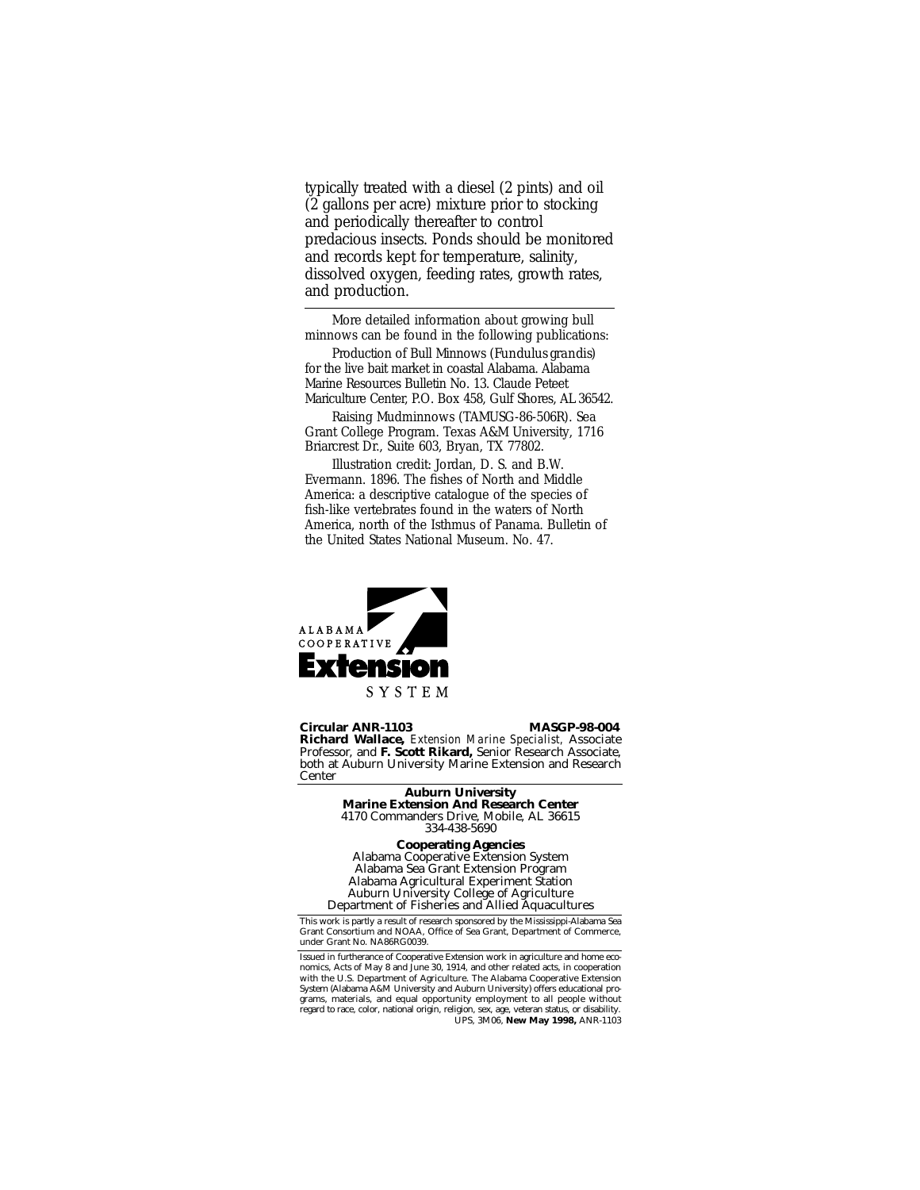typically treated with a diesel (2 pints) and oil (2 gallons per acre) mixture prior to stocking and periodically thereafter to control predacious insects. Ponds should be monitored and records kept for temperature, salinity, dissolved oxygen, feeding rates, growth rates, and production.

---

More detailed information about growing bull minnows can be found in the following publications:

Production of Bull Minnows (*Fundulus grandis*) for the live bait market in coastal Alabama. Alabama Marine Resources Bulletin No. 13. Claude Peteet Mariculture Center, P.O. Box 458, Gulf Shores, AL 36542.

Raising Mudminnows (TAMUSG-86-506R). Sea Grant College Program. Texas A&M University, 1716 Briarcrest Dr., Suite 603, Bryan, TX 77802.

Illustration credit: Jordan, D. S. and B.W. Evermann. 1896. The fishes of North and Middle America: a descriptive catalogue of the species of fish-like vertebrates found in the waters of North America, north of the Isthmus of Panama. Bulletin of the United States National Museum. No. 47.

ALABAMA COOPERATIVE **Extension** SYSTEM

**Circular ANR-1103** **MASGP-98-004**

**Richard Wallace,** *Extension Marine Specialist,* Associate Professor, and **F. Scott Rikard,** Senior Research Associate, both at Auburn University Marine Extension and Research Center

---

**Auburn University**
**Marine Extension And Research Center**
4170 Commanders Drive, Mobile, AL 36615
334-438-5690

**Cooperating Agencies**
Alabama Cooperative Extension System
Alabama Sea Grant Extension Program
Alabama Agricultural Experiment Station
Auburn University College of Agriculture
Department of Fisheries and Allied Aquacultures

---

This work is partly a result of research sponsored by the Mississippi-Alabama Sea Grant Consortium and NOAA, Office of Sea Grant, Department of Commerce, under Grant No. NA86RG0039.

---

Issued in furtherance of Cooperative Extension work in agriculture and home economics, Acts of May 8 and June 30, 1914, and other related acts, in cooperation with the U.S. Department of Agriculture. The Alabama Cooperative Extension System (Alabama A&M University and Auburn University) offers educational programs, materials, and equal opportunity employment to all people without regard to race, color, national origin, religion, sex, age, veteran status, or disability.

UPS, 3M06, **New May 1998,** ANR-1103